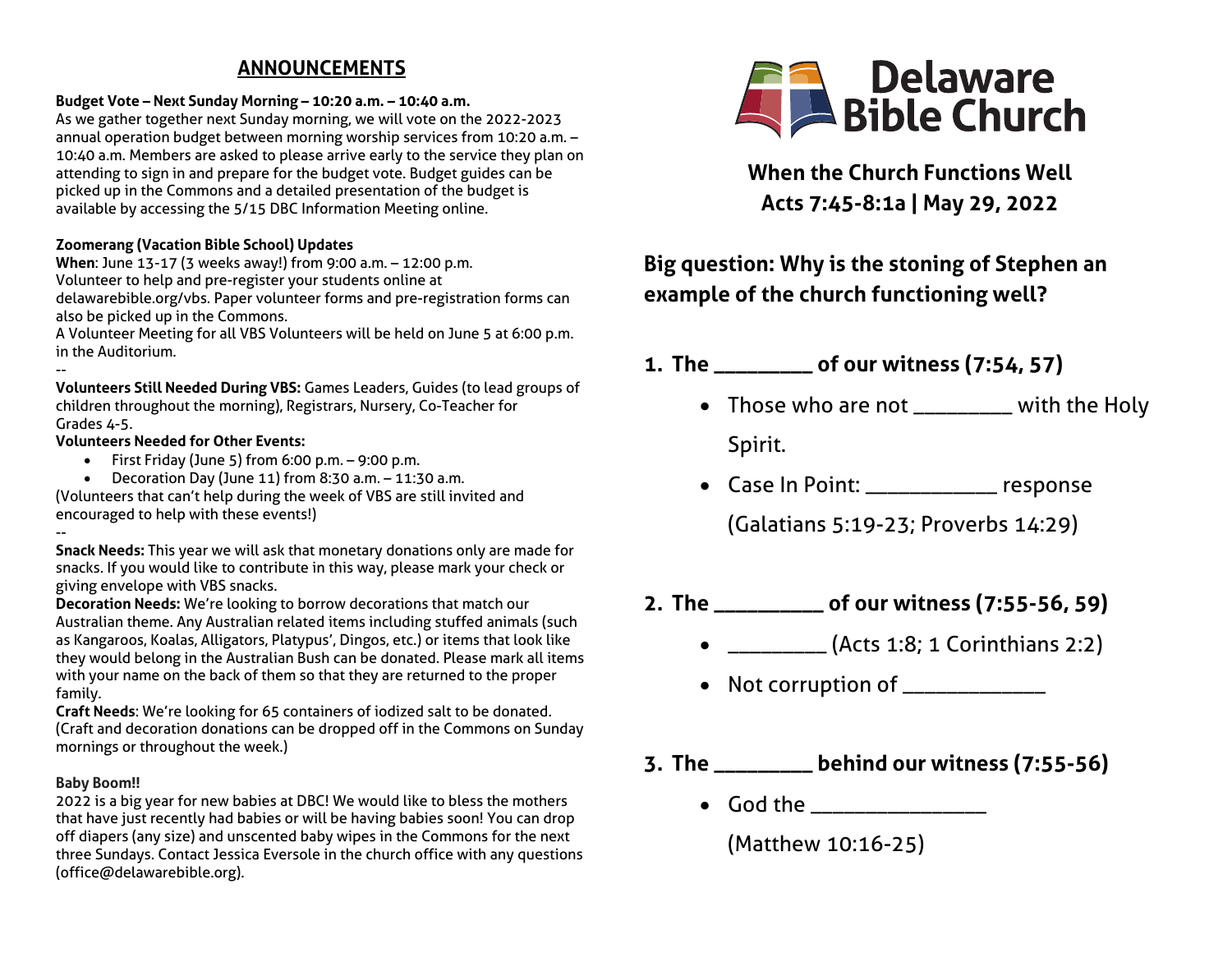## ANNOUNCEMENTS

**Budget Vote – Next Sunday Morning – 10:20 a.m. – 10:40 a.m.**
As we gather together next Sunday morning, we will vote on the 2022-2023 annual operation budget between morning worship services from 10:20 a.m. – 10:40 a.m. Members are asked to please arrive early to the service they plan on attending to sign in and prepare for the budget vote. Budget guides can be picked up in the Commons and a detailed presentation of the budget is available by accessing the 5/15 DBC Information Meeting online.

**Zoomerang (Vacation Bible School) Updates**
**When**: June 13-17 (3 weeks away!) from 9:00 a.m. – 12:00 p.m.
Volunteer to help and pre-register your students online at delawarebible.org/vbs. Paper volunteer forms and pre-registration forms can also be picked up in the Commons.
A Volunteer Meeting for all VBS Volunteers will be held on June 5 at 6:00 p.m. in the Auditorium.
--
**Volunteers Still Needed During VBS:** Games Leaders, Guides (to lead groups of children throughout the morning), Registrars, Nursery, Co-Teacher for Grades 4-5.
**Volunteers Needed for Other Events:**

- First Friday (June 5) from 6:00 p.m. – 9:00 p.m.
- Decoration Day (June 11) from 8:30 a.m. – 11:30 a.m.

(Volunteers that can't help during the week of VBS are still invited and encouraged to help with these events!)
--
**Snack Needs:** This year we will ask that monetary donations only are made for snacks. If you would like to contribute in this way, please mark your check or giving envelope with VBS snacks.
**Decoration Needs:** We're looking to borrow decorations that match our Australian theme. Any Australian related items including stuffed animals (such as Kangaroos, Koalas, Alligators, Platypus', Dingos, etc.) or items that look like they would belong in the Australian Bush can be donated. Please mark all items with your name on the back of them so that they are returned to the proper family.
**Craft Needs**: We're looking for 65 containers of iodized salt to be donated. (Craft and decoration donations can be dropped off in the Commons on Sunday mornings or throughout the week.)

**Baby Boom!!**
2022 is a big year for new babies at DBC! We would like to bless the mothers that have just recently had babies or will be having babies soon! You can drop off diapers (any size) and unscented baby wipes in the Commons for the next three Sundays. Contact Jessica Eversole in the church office with any questions (office@delawarebible.org).

# Delaware Bible Church

**When the Church Functions Well**
**Acts 7:45-8:1a | May 29, 2022**

### Big question: Why is the stoning of Stephen an example of the church functioning well?

**1. The _________ of our witness (7:54, 57)**

- Those who are not _________ with the Holy Spirit.
- Case In Point: ____________ response (Galatians 5:19-23; Proverbs 14:29)

**2. The __________ of our witness (7:55-56, 59)**

- _________ (Acts 1:8; 1 Corinthians 2:2)
- Not corruption of _____________

**3. The _________ behind our witness (7:55-56)**

- God the ________________ (Matthew 10:16-25)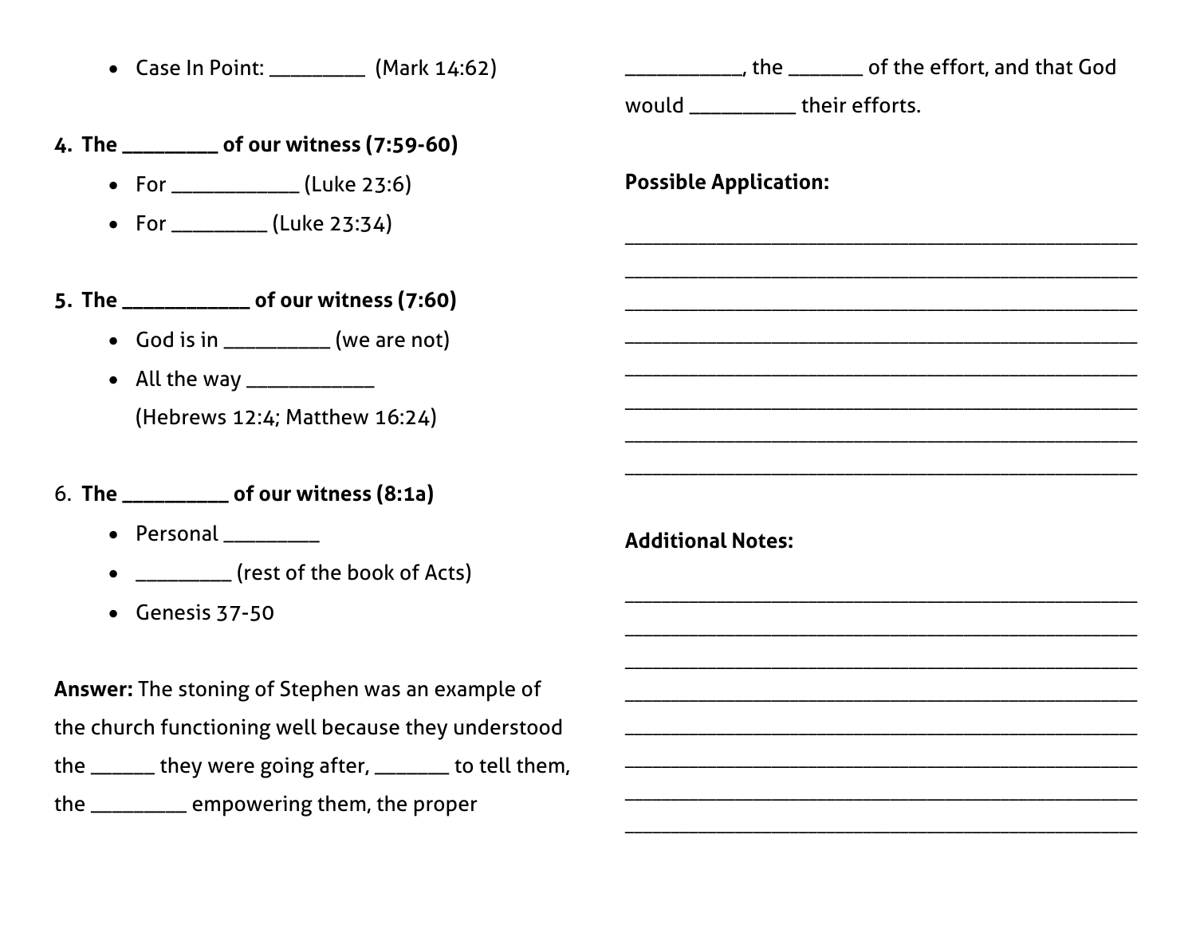- Case In Point: _________ (Mark 14:62)

**4. The _________ of our witness (7:59-60)**

- For ____________ (Luke 23:6)
- For _________ (Luke 23:34)

**5. The ____________ of our witness (7:60)**

- God is in __________ (we are not)
- All the way ____________
  (Hebrews 12:4; Matthew 16:24)

6. **The __________ of our witness (8:1a)**

- Personal _________
- _________ (rest of the book of Acts)
- Genesis 37-50

**Answer:** The stoning of Stephen was an example of the church functioning well because they understood the ______ they were going after, _______ to tell them, the _________ empowering them, the proper ___________, the _______ of the effort, and that God would __________ their efforts.

**Possible Application:**

________________________________________________

________________________________________________

________________________________________________

________________________________________________

________________________________________________

________________________________________________

________________________________________________

________________________________________________

**Additional Notes:**

________________________________________________

________________________________________________

________________________________________________

________________________________________________

________________________________________________

________________________________________________

________________________________________________

________________________________________________